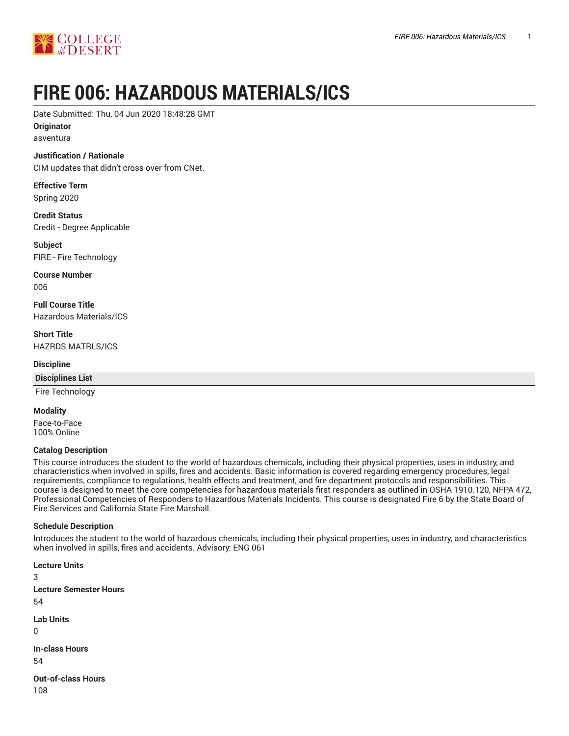# FIRE 006: HAZARDOUS MATERIALS/ICS

Date Submitted: Thu, 04 Jun 2020 18:48:28 GMT

**Originator**

asventura

**Justification / Rationale**

CIM updates that didn't cross over from CNet.

**Effective Term**

Spring 2020

**Credit Status**

Credit - Degree Applicable

**Subject**

FIRE - Fire Technology

**Course Number**

006

**Full Course Title**

Hazardous Materials/ICS

**Short Title**

HAZRDS MATRLS/ICS

**Discipline**

| Disciplines List |
|---|
| Fire Technology |

**Modality**

Face-to-Face
100% Online

**Catalog Description**

This course introduces the student to the world of hazardous chemicals, including their physical properties, uses in industry, and characteristics when involved in spills, fires and accidents. Basic information is covered regarding emergency procedures, legal requirements, compliance to regulations, health effects and treatment, and fire department protocols and responsibilities. This course is designed to meet the core competencies for hazardous materials first responders as outlined in OSHA 1910.120, NFPA 472, Professional Competencies of Responders to Hazardous Materials Incidents. This course is designated Fire 6 by the State Board of Fire Services and California State Fire Marshall.

**Schedule Description**

Introduces the student to the world of hazardous chemicals, including their physical properties, uses in industry, and characteristics when involved in spills, fires and accidents. Advisory: ENG 061

**Lecture Units**

3

**Lecture Semester Hours**

54

**Lab Units**

0

**In-class Hours**

54

**Out-of-class Hours**

108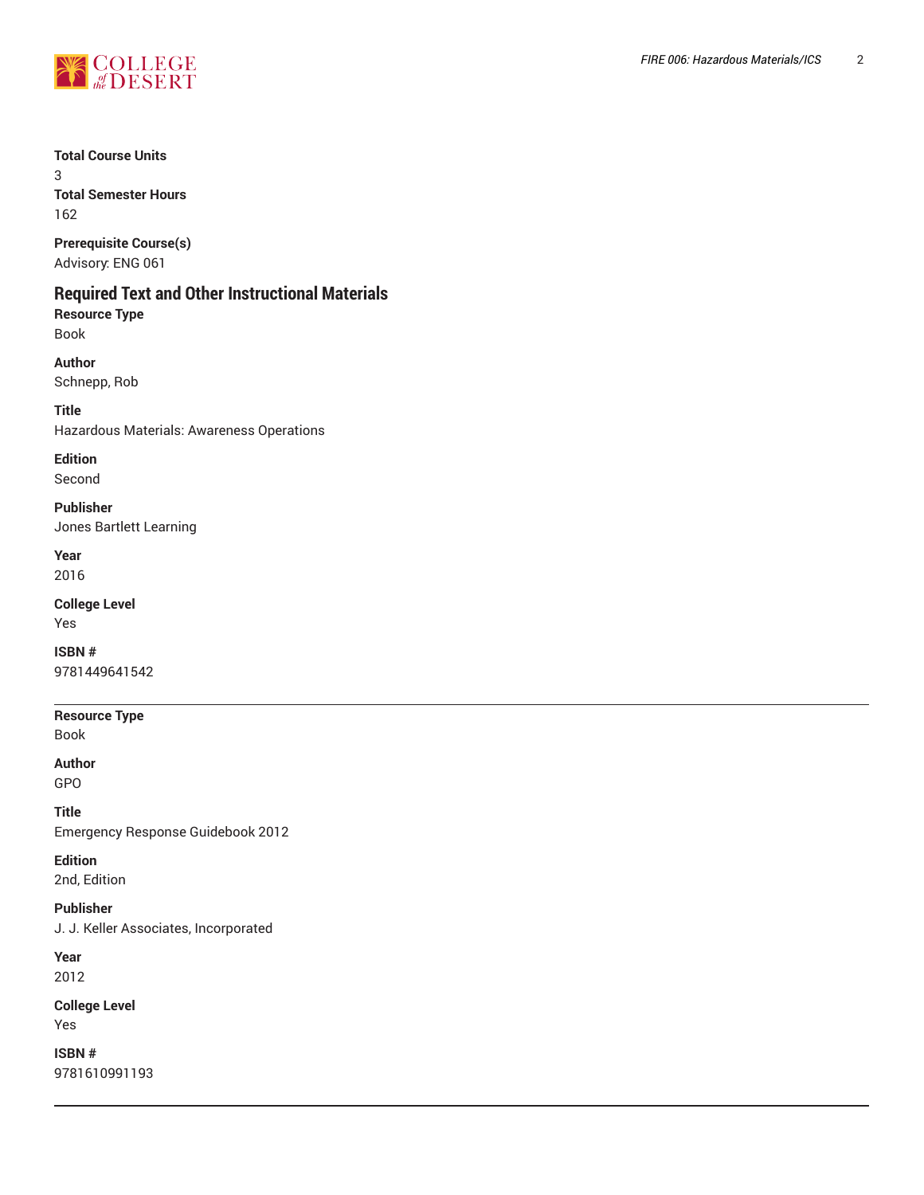**Total Course Units**
3
**Total Semester Hours**
162

**Prerequisite Course(s)**
Advisory: ENG 061

## Required Text and Other Instructional Materials

**Resource Type**
Book

**Author**
Schnepp, Rob

**Title**
Hazardous Materials: Awareness Operations

**Edition**
Second

**Publisher**
Jones Bartlett Learning

**Year**
2016

**College Level**
Yes

**ISBN #**
9781449641542

---

**Resource Type**
Book

**Author**
GPO

**Title**
Emergency Response Guidebook 2012

**Edition**
2nd, Edition

**Publisher**
J. J. Keller Associates, Incorporated

**Year**
2012

**College Level**
Yes

**ISBN #**
9781610991193

---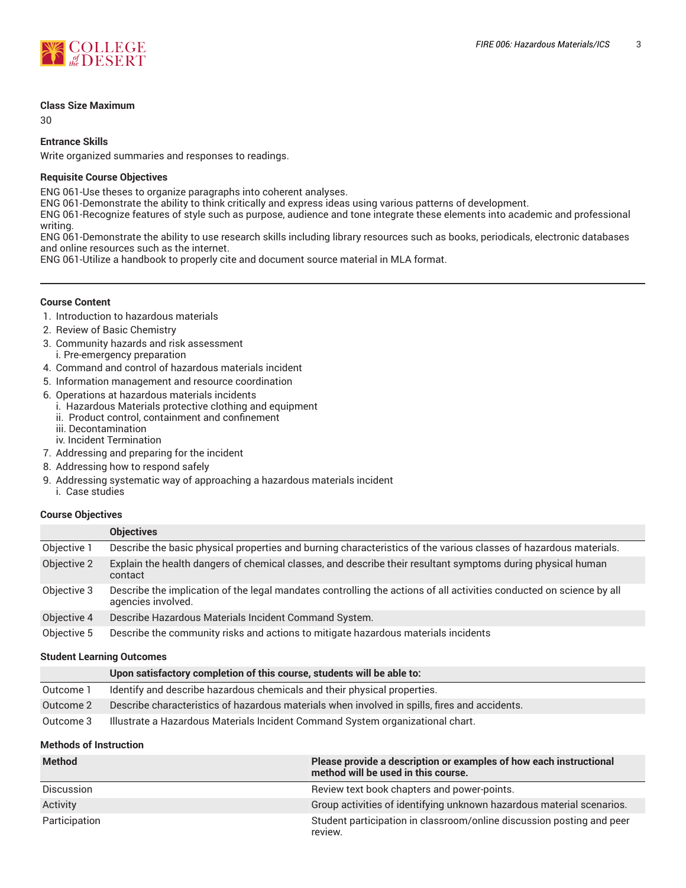**Class Size Maximum**

30

**Entrance Skills**

Write organized summaries and responses to readings.

**Requisite Course Objectives**

ENG 061-Use theses to organize paragraphs into coherent analyses.
ENG 061-Demonstrate the ability to think critically and express ideas using various patterns of development.
ENG 061-Recognize features of style such as purpose, audience and tone integrate these elements into academic and professional writing.
ENG 061-Demonstrate the ability to use research skills including library resources such as books, periodicals, electronic databases and online resources such as the internet.
ENG 061-Utilize a handbook to properly cite and document source material in MLA format.

---

**Course Content**

1. Introduction to hazardous materials
2. Review of Basic Chemistry
3. Community hazards and risk assessment
   i. Pre-emergency preparation
4. Command and control of hazardous materials incident
5. Information management and resource coordination
6. Operations at hazardous materials incidents
   i. Hazardous Materials protective clothing and equipment
   ii. Product control, containment and confinement
   iii. Decontamination
   iv. Incident Termination
7. Addressing and preparing for the incident
8. Addressing how to respond safely
9. Addressing systematic way of approaching a hazardous materials incident
   i. Case studies

**Course Objectives**

| | Objectives |
|---|---|
| Objective 1 | Describe the basic physical properties and burning characteristics of the various classes of hazardous materials. |
| Objective 2 | Explain the health dangers of chemical classes, and describe their resultant symptoms during physical human contact |
| Objective 3 | Describe the implication of the legal mandates controlling the actions of all activities conducted on science by all agencies involved. |
| Objective 4 | Describe Hazardous Materials Incident Command System. |
| Objective 5 | Describe the community risks and actions to mitigate hazardous materials incidents |

**Student Learning Outcomes**

| | Upon satisfactory completion of this course, students will be able to: |
|---|---|
| Outcome 1 | Identify and describe hazardous chemicals and their physical properties. |
| Outcome 2 | Describe characteristics of hazardous materials when involved in spills, fires and accidents. |
| Outcome 3 | Illustrate a Hazardous Materials Incident Command System organizational chart. |

**Methods of Instruction**

| Method | Please provide a description or examples of how each instructional method will be used in this course. |
|---|---|
| Discussion | Review text book chapters and power-points. |
| Activity | Group activities of identifying unknown hazardous material scenarios. |
| Participation | Student participation in classroom/online discussion posting and peer review. |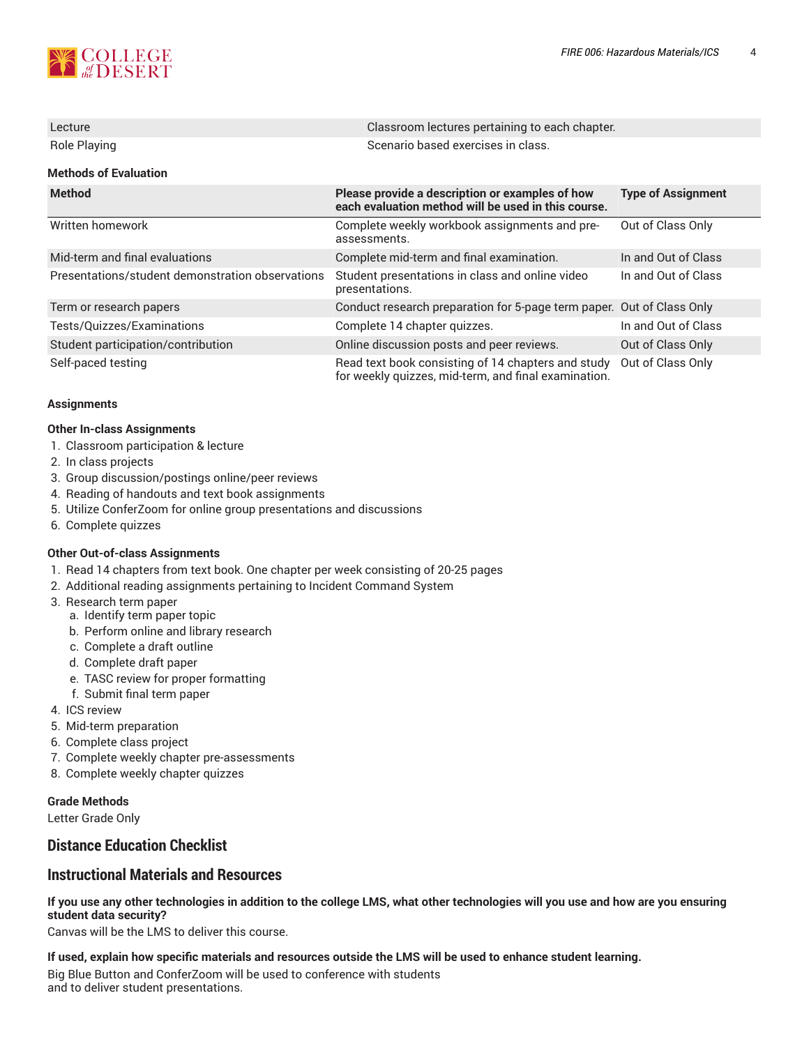| | |
|---|---|
| Lecture | Classroom lectures pertaining to each chapter. |
| Role Playing | Scenario based exercises in class. |

**Methods of Evaluation**

| Method | Please provide a description or examples of how each evaluation method will be used in this course. | Type of Assignment |
|---|---|---|
| Written homework | Complete weekly workbook assignments and pre-assessments. | Out of Class Only |
| Mid-term and final evaluations | Complete mid-term and final examination. | In and Out of Class |
| Presentations/student demonstration observations | Student presentations in class and online video presentations. | In and Out of Class |
| Term or research papers | Conduct research preparation for 5-page term paper. | Out of Class Only |
| Tests/Quizzes/Examinations | Complete 14 chapter quizzes. | In and Out of Class |
| Student participation/contribution | Online discussion posts and peer reviews. | Out of Class Only |
| Self-paced testing | Read text book consisting of 14 chapters and study for weekly quizzes, mid-term, and final examination. | Out of Class Only |

**Assignments**

**Other In-class Assignments**

1. Classroom participation & lecture
2. In class projects
3. Group discussion/postings online/peer reviews
4. Reading of handouts and text book assignments
5. Utilize ConferZoom for online group presentations and discussions
6. Complete quizzes

**Other Out-of-class Assignments**

1. Read 14 chapters from text book. One chapter per week consisting of 20-25 pages
2. Additional reading assignments pertaining to Incident Command System
3. Research term paper
   a. Identify term paper topic
   b. Perform online and library research
   c. Complete a draft outline
   d. Complete draft paper
   e. TASC review for proper formatting
   f. Submit final term paper
4. ICS review
5. Mid-term preparation
6. Complete class project
7. Complete weekly chapter pre-assessments
8. Complete weekly chapter quizzes

**Grade Methods**

Letter Grade Only

## Distance Education Checklist

## Instructional Materials and Resources

**If you use any other technologies in addition to the college LMS, what other technologies will you use and how are you ensuring student data security?**

Canvas will be the LMS to deliver this course.

**If used, explain how specific materials and resources outside the LMS will be used to enhance student learning.**

Big Blue Button and ConferZoom will be used to conference with students
and to deliver student presentations.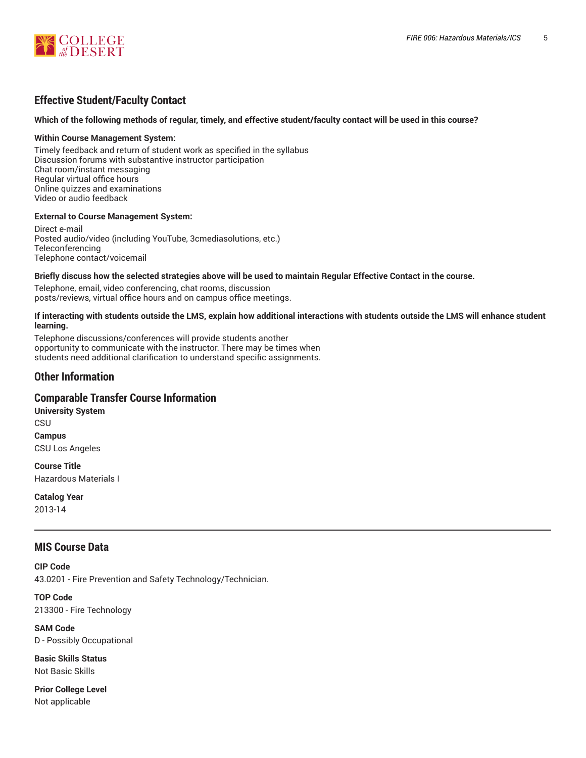## Effective Student/Faculty Contact

**Which of the following methods of regular, timely, and effective student/faculty contact will be used in this course?**

**Within Course Management System:**

Timely feedback and return of student work as specified in the syllabus
Discussion forums with substantive instructor participation
Chat room/instant messaging
Regular virtual office hours
Online quizzes and examinations
Video or audio feedback

**External to Course Management System:**

Direct e-mail
Posted audio/video (including YouTube, 3cmediasolutions, etc.)
Teleconferencing
Telephone contact/voicemail

**Briefly discuss how the selected strategies above will be used to maintain Regular Effective Contact in the course.**

Telephone, email, video conferencing, chat rooms, discussion
posts/reviews, virtual office hours and on campus office meetings.

**If interacting with students outside the LMS, explain how additional interactions with students outside the LMS will enhance student learning.**

Telephone discussions/conferences will provide students another
opportunity to communicate with the instructor. There may be times when
students need additional clarification to understand specific assignments.

## Other Information

## Comparable Transfer Course Information

**University System**
CSU

**Campus**
CSU Los Angeles

**Course Title**
Hazardous Materials I

**Catalog Year**
2013-14

---

## MIS Course Data

**CIP Code**
43.0201 - Fire Prevention and Safety Technology/Technician.

**TOP Code**
213300 - Fire Technology

**SAM Code**
D - Possibly Occupational

**Basic Skills Status**
Not Basic Skills

**Prior College Level**
Not applicable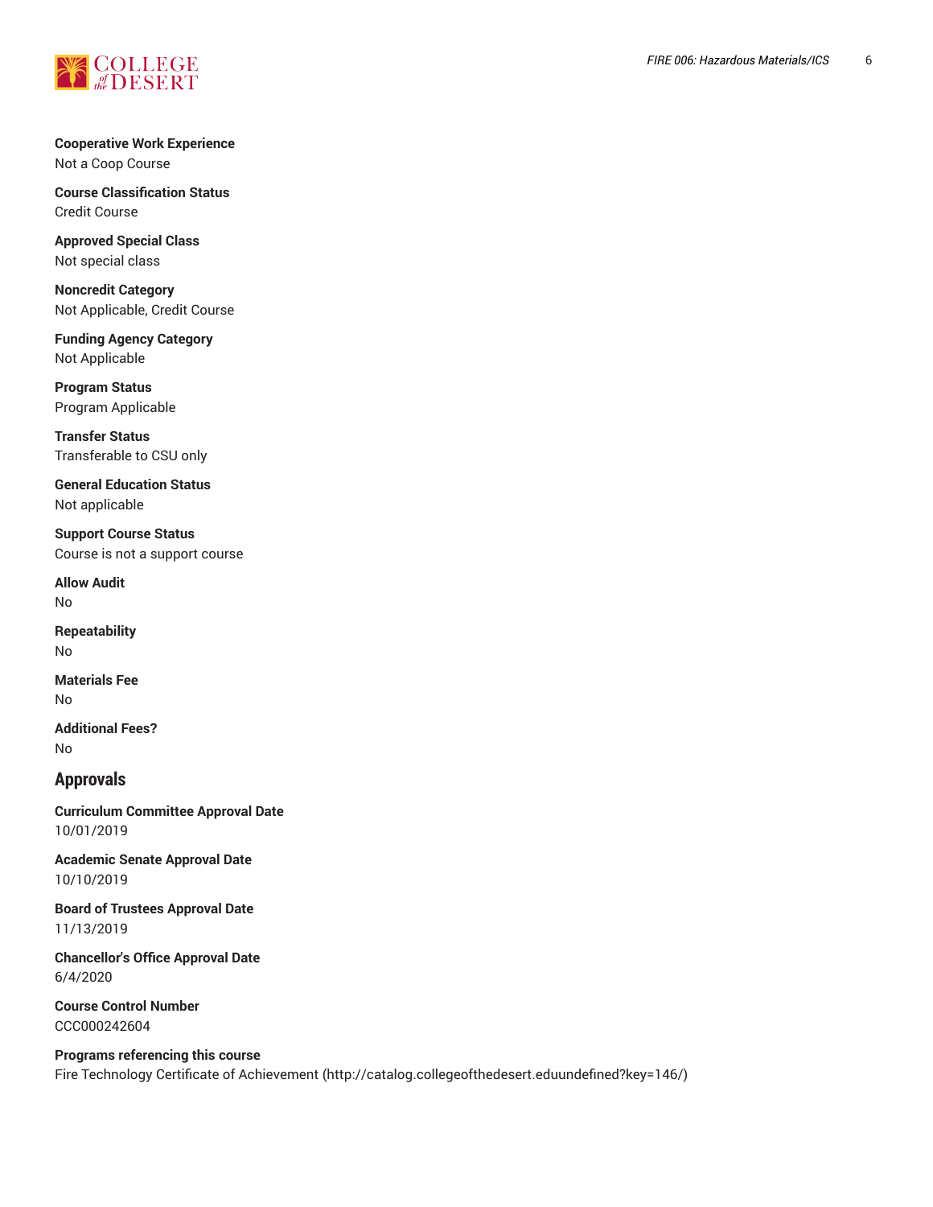**Cooperative Work Experience**
Not a Coop Course

**Course Classification Status**
Credit Course

**Approved Special Class**
Not special class

**Noncredit Category**
Not Applicable, Credit Course

**Funding Agency Category**
Not Applicable

**Program Status**
Program Applicable

**Transfer Status**
Transferable to CSU only

**General Education Status**
Not applicable

**Support Course Status**
Course is not a support course

**Allow Audit**
No

**Repeatability**
No

**Materials Fee**
No

**Additional Fees?**
No

## Approvals

**Curriculum Committee Approval Date**
10/01/2019

**Academic Senate Approval Date**
10/10/2019

**Board of Trustees Approval Date**
11/13/2019

**Chancellor's Office Approval Date**
6/4/2020

**Course Control Number**
CCC000242604

**Programs referencing this course**
Fire Technology Certificate of Achievement (http://catalog.collegeofthedesert.eduundefined?key=146/)